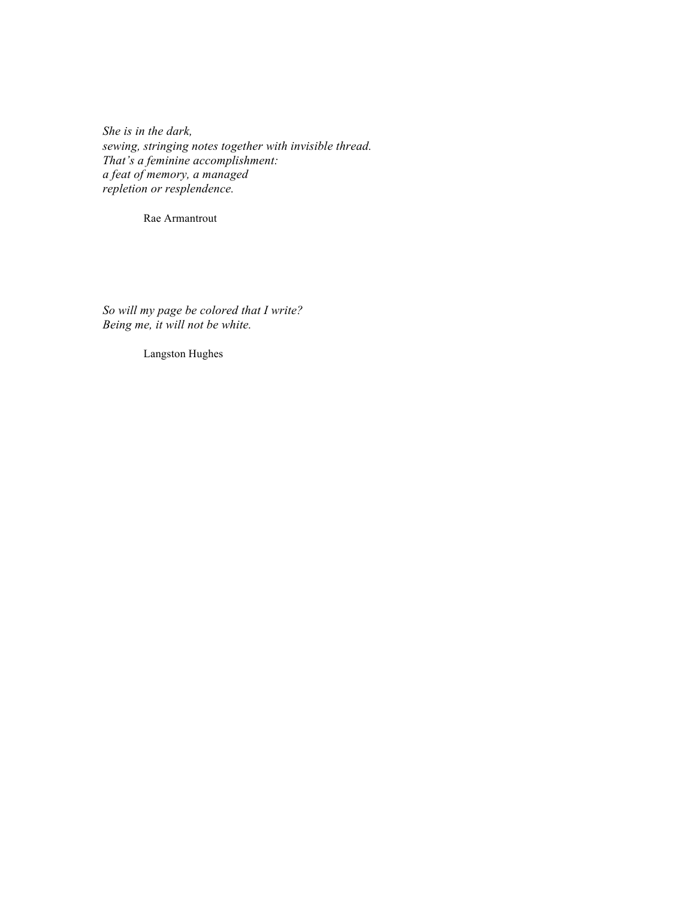*She is in the dark,*
*sewing, stringing notes together with invisible thread.*
*That's a feminine accomplishment:*
*a feat of memory, a managed*
*repletion or resplendence.*

Rae Armantrout

*So will my page be colored that I write?*
*Being me, it will not be white.*

Langston Hughes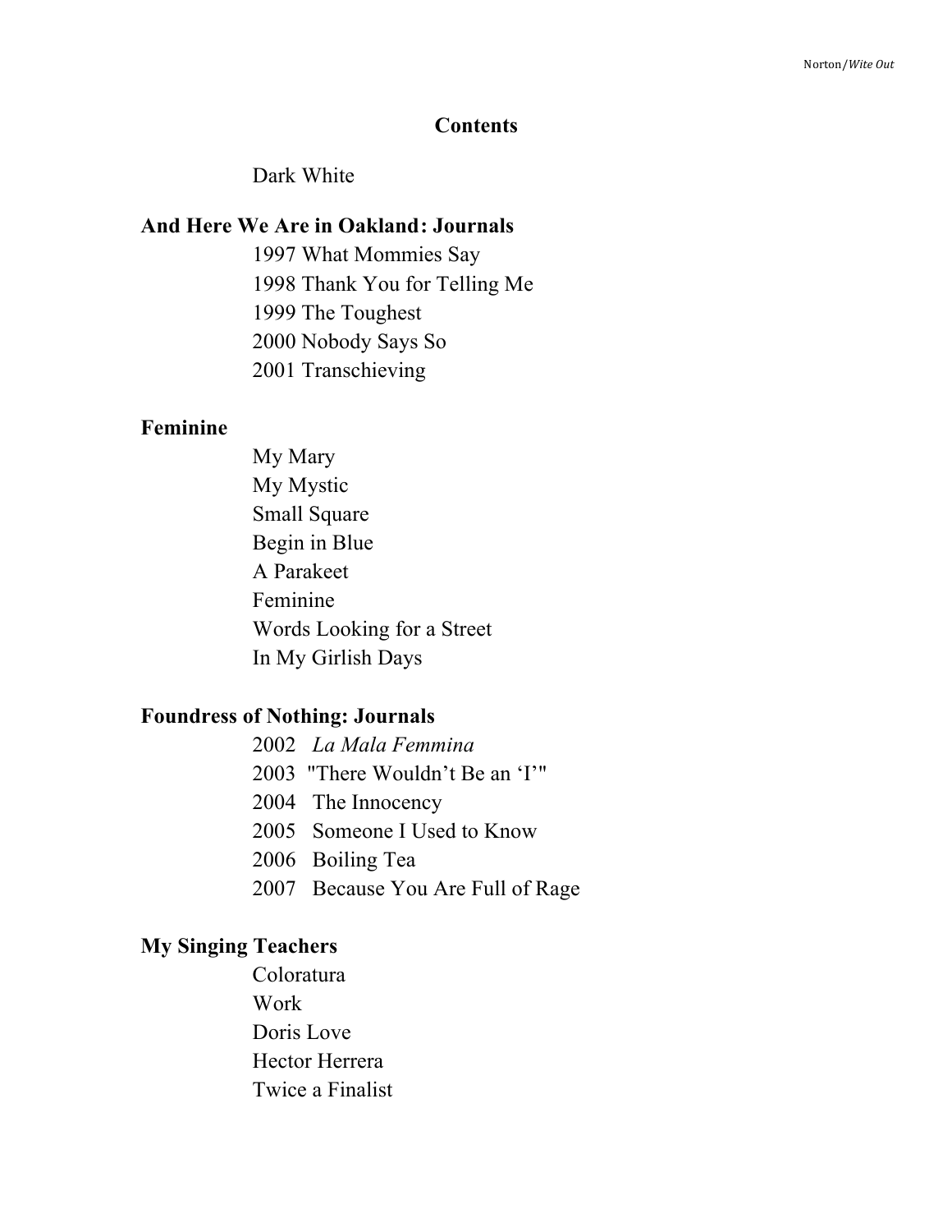# Contents

Dark White

**And Here We Are in Oakland: Journals**

1997 What Mommies Say
1998 Thank You for Telling Me
1999 The Toughest
2000 Nobody Says So
2001 Transchieving

**Feminine**

My Mary
My Mystic
Small Square
Begin in Blue
A Parakeet
Feminine
Words Looking for a Street
In My Girlish Days

**Foundress of Nothing: Journals**

2002 *La Mala Femmina*
2003 "There Wouldn't Be an 'I'"
2004 The Innocency
2005 Someone I Used to Know
2006 Boiling Tea
2007 Because You Are Full of Rage

**My Singing Teachers**

Coloratura
Work
Doris Love
Hector Herrera
Twice a Finalist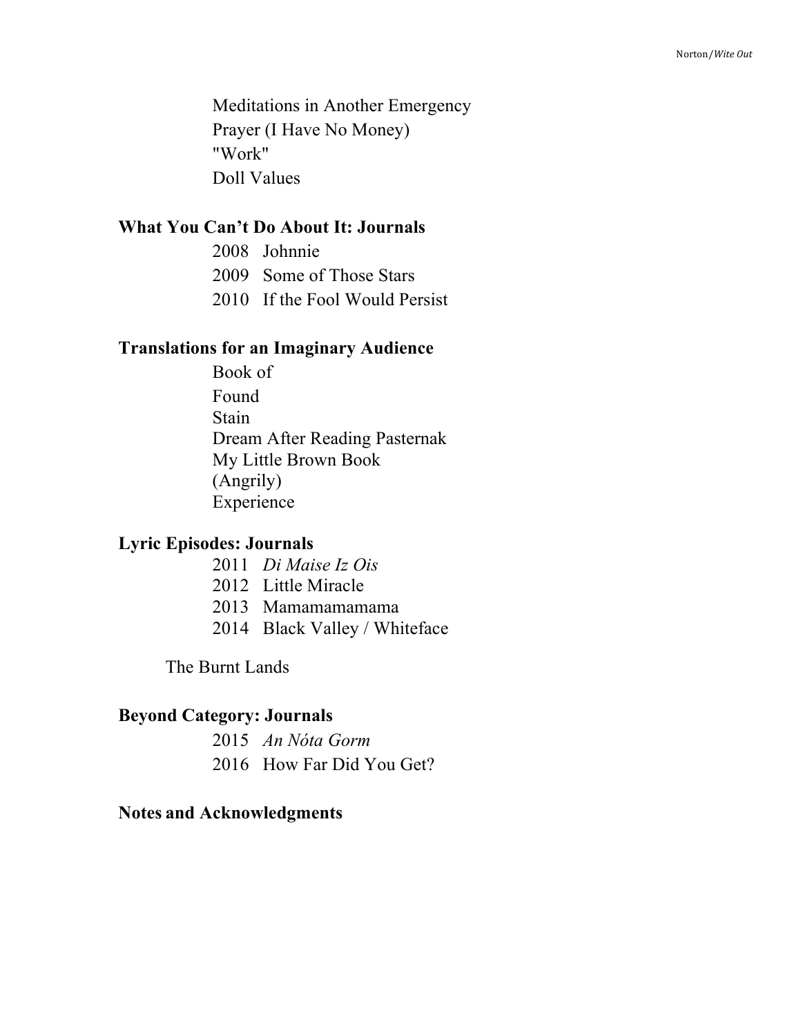Meditations in Another Emergency
Prayer (I Have No Money)
"Work"
Doll Values

**What You Can't Do About It: Journals**

2008 Johnnie
2009 Some of Those Stars
2010 If the Fool Would Persist

**Translations for an Imaginary Audience**

Book of
Found
Stain
Dream After Reading Pasternak
My Little Brown Book
(Angrily)
Experience

**Lyric Episodes: Journals**

2011 *Di Maise Iz Ois*
2012 Little Miracle
2013 Mamamamamama
2014 Black Valley / Whiteface

The Burnt Lands

**Beyond Category: Journals**

2015 *An Nóta Gorm*
2016 How Far Did You Get?

**Notes and Acknowledgments**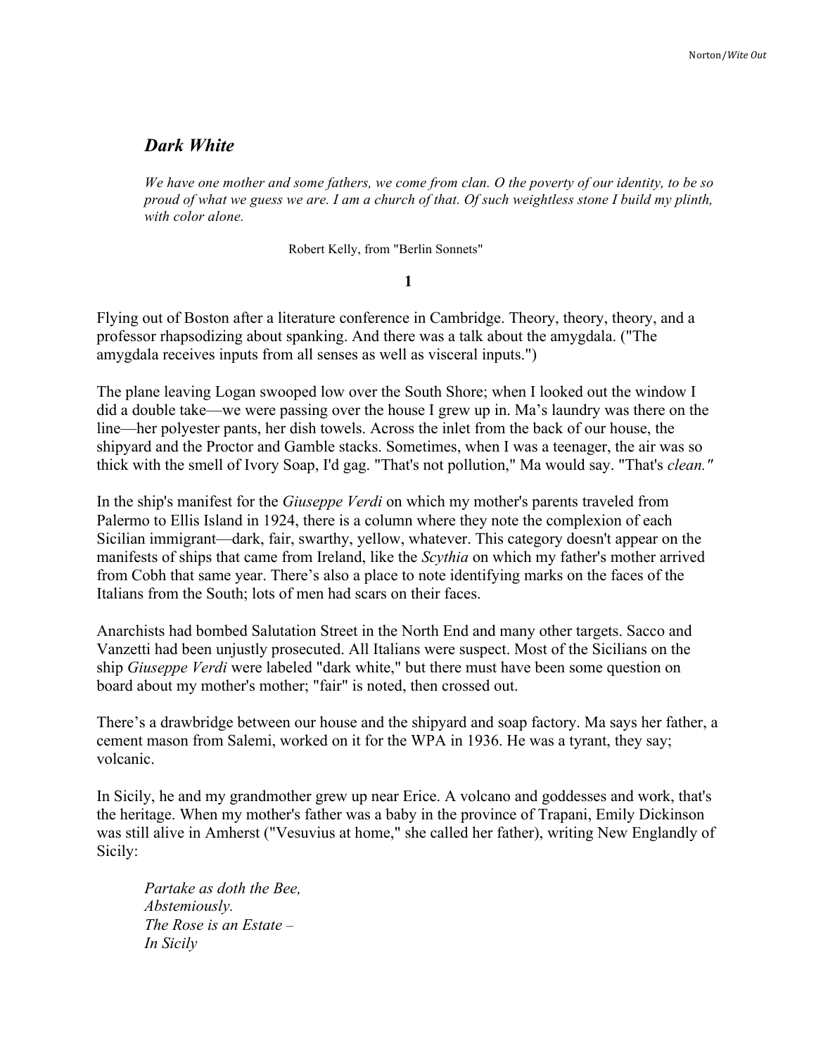## *Dark White*

*We have one mother and some fathers, we come from clan. O the poverty of our identity, to be so proud of what we guess we are. I am a church of that. Of such weightless stone I build my plinth, with color alone.*

Robert Kelly, from "Berlin Sonnets"

### 1

Flying out of Boston after a literature conference in Cambridge. Theory, theory, theory, and a professor rhapsodizing about spanking. And there was a talk about the amygdala. ("The amygdala receives inputs from all senses as well as visceral inputs.")

The plane leaving Logan swooped low over the South Shore; when I looked out the window I did a double take—we were passing over the house I grew up in. Ma's laundry was there on the line—her polyester pants, her dish towels. Across the inlet from the back of our house, the shipyard and the Proctor and Gamble stacks. Sometimes, when I was a teenager, the air was so thick with the smell of Ivory Soap, I'd gag. "That's not pollution," Ma would say. "That's *clean."*

In the ship's manifest for the *Giuseppe Verdi* on which my mother's parents traveled from Palermo to Ellis Island in 1924, there is a column where they note the complexion of each Sicilian immigrant—dark, fair, swarthy, yellow, whatever. This category doesn't appear on the manifests of ships that came from Ireland, like the *Scythia* on which my father's mother arrived from Cobh that same year. There's also a place to note identifying marks on the faces of the Italians from the South; lots of men had scars on their faces.

Anarchists had bombed Salutation Street in the North End and many other targets. Sacco and Vanzetti had been unjustly prosecuted. All Italians were suspect. Most of the Sicilians on the ship *Giuseppe Verdi* were labeled "dark white," but there must have been some question on board about my mother's mother; "fair" is noted, then crossed out.

There's a drawbridge between our house and the shipyard and soap factory. Ma says her father, a cement mason from Salemi, worked on it for the WPA in 1936. He was a tyrant, they say; volcanic.

In Sicily, he and my grandmother grew up near Erice. A volcano and goddesses and work, that's the heritage. When my mother's father was a baby in the province of Trapani, Emily Dickinson was still alive in Amherst ("Vesuvius at home," she called her father), writing New Englandly of Sicily:

> *Partake as doth the Bee,*
> *Abstemiously.*
> *The Rose is an Estate –*
> *In Sicily*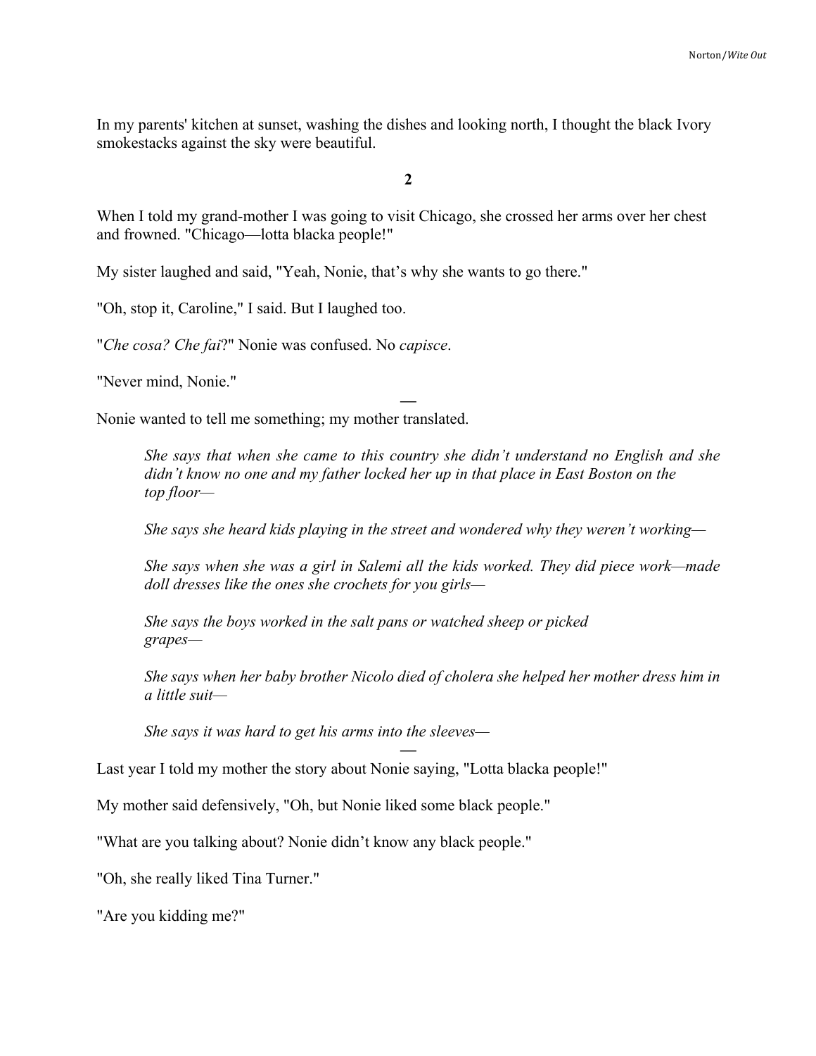In my parents' kitchen at sunset, washing the dishes and looking north, I thought the black Ivory smokestacks against the sky were beautiful.

**2**

When I told my grand-mother I was going to visit Chicago, she crossed her arms over her chest and frowned. "Chicago—lotta blacka people!"

My sister laughed and said, "Yeah, Nonie, that's why she wants to go there."

"Oh, stop it, Caroline," I said. But I laughed too.

"*Che cosa? Che fai*?" Nonie was confused. No *capisce*.

"Never mind, Nonie."

—

Nonie wanted to tell me something; my mother translated.

> *She says that when she came to this country she didn't understand no English and she didn't know no one and my father locked her up in that place in East Boston on the top floor—*
>
> *She says she heard kids playing in the street and wondered why they weren't working—*
>
> *She says when she was a girl in Salemi all the kids worked. They did piece work—made doll dresses like the ones she crochets for you girls—*
>
> *She says the boys worked in the salt pans or watched sheep or picked grapes—*
>
> *She says when her baby brother Nicolo died of cholera she helped her mother dress him in a little suit—*
>
> *She says it was hard to get his arms into the sleeves—*

—

Last year I told my mother the story about Nonie saying, "Lotta blacka people!"

My mother said defensively, "Oh, but Nonie liked some black people."

"What are you talking about? Nonie didn't know any black people."

"Oh, she really liked Tina Turner."

"Are you kidding me?"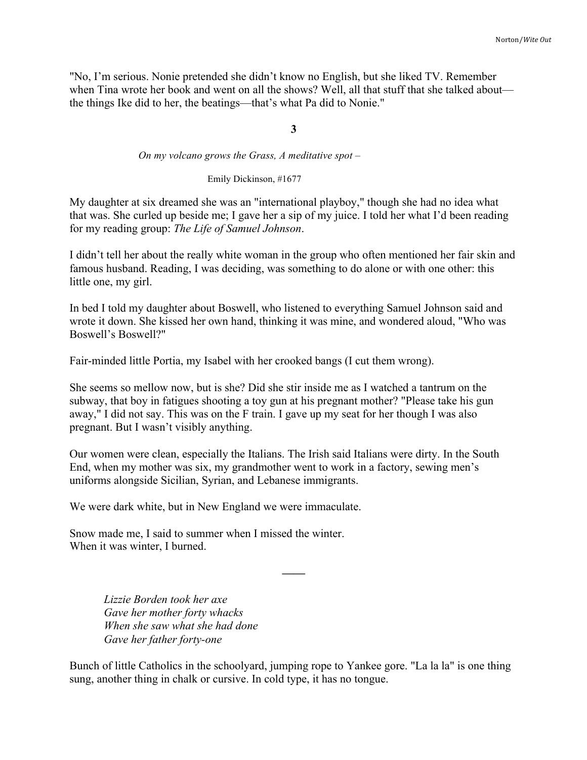"No, I'm serious. Nonie pretended she didn't know no English, but she liked TV. Remember when Tina wrote her book and went on all the shows? Well, all that stuff that she talked about—the things Ike did to her, the beatings—that's what Pa did to Nonie."

## 3

*On my volcano grows the Grass, A meditative spot –*

Emily Dickinson, #1677

My daughter at six dreamed she was an "international playboy," though she had no idea what that was. She curled up beside me; I gave her a sip of my juice. I told her what I'd been reading for my reading group: *The Life of Samuel Johnson*.

I didn't tell her about the really white woman in the group who often mentioned her fair skin and famous husband. Reading, I was deciding, was something to do alone or with one other: this little one, my girl.

In bed I told my daughter about Boswell, who listened to everything Samuel Johnson said and wrote it down. She kissed her own hand, thinking it was mine, and wondered aloud, "Who was Boswell's Boswell?"

Fair-minded little Portia, my Isabel with her crooked bangs (I cut them wrong).

She seems so mellow now, but is she? Did she stir inside me as I watched a tantrum on the subway, that boy in fatigues shooting a toy gun at his pregnant mother? "Please take his gun away," I did not say. This was on the F train. I gave up my seat for her though I was also pregnant. But I wasn't visibly anything.

Our women were clean, especially the Italians. The Irish said Italians were dirty. In the South End, when my mother was six, my grandmother went to work in a factory, sewing men's uniforms alongside Sicilian, Syrian, and Lebanese immigrants.

We were dark white, but in New England we were immaculate.

Snow made me, I said to summer when I missed the winter.  
When it was winter, I burned.

---

*Lizzie Borden took her axe*  
*Gave her mother forty whacks*  
*When she saw what she had done*  
*Gave her father forty-one*

Bunch of little Catholics in the schoolyard, jumping rope to Yankee gore. "La la la" is one thing sung, another thing in chalk or cursive. In cold type, it has no tongue.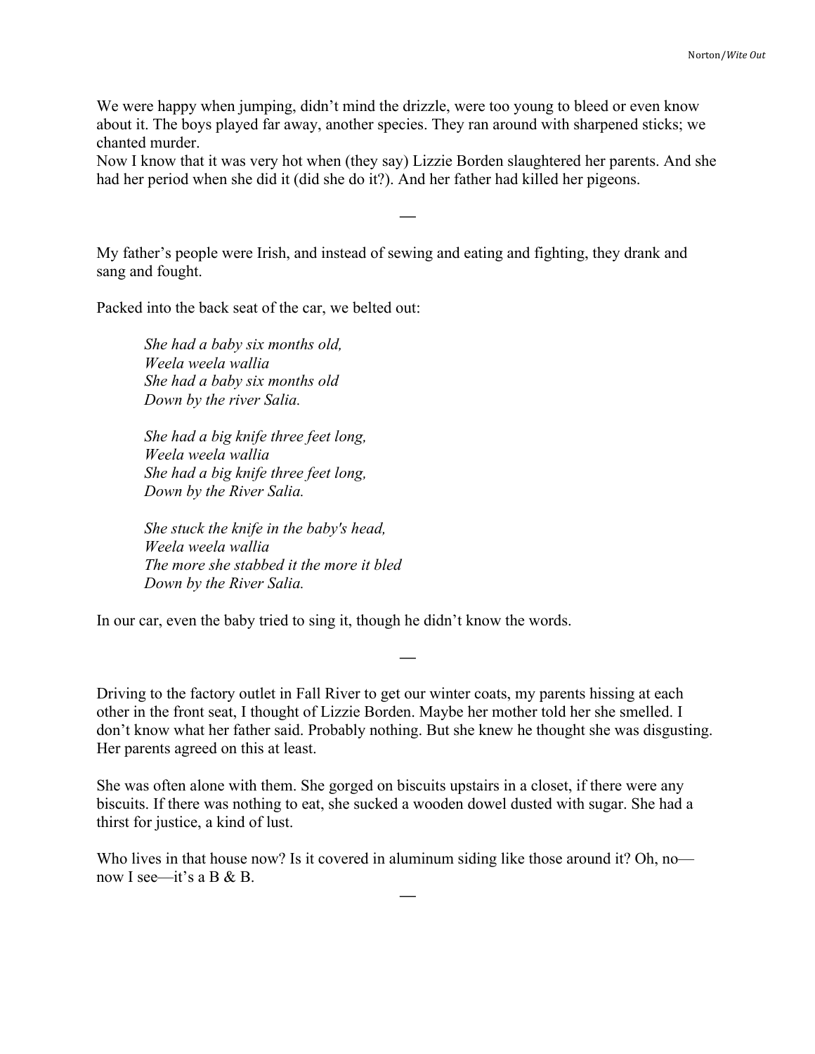We were happy when jumping, didn't mind the drizzle, were too young to bleed or even know about it. The boys played far away, another species. They ran around with sharpened sticks; we chanted murder.
Now I know that it was very hot when (they say) Lizzie Borden slaughtered her parents. And she had her period when she did it (did she do it?). And her father had killed her pigeons.

—

My father's people were Irish, and instead of sewing and eating and fighting, they drank and sang and fought.

Packed into the back seat of the car, we belted out:

> *She had a baby six months old,*
> *Weela weela wallia*
> *She had a baby six months old*
> *Down by the river Salia.*
>
> *She had a big knife three feet long,*
> *Weela weela wallia*
> *She had a big knife three feet long,*
> *Down by the River Salia.*
>
> *She stuck the knife in the baby's head,*
> *Weela weela wallia*
> *The more she stabbed it the more it bled*
> *Down by the River Salia.*

In our car, even the baby tried to sing it, though he didn't know the words.

—

Driving to the factory outlet in Fall River to get our winter coats, my parents hissing at each other in the front seat, I thought of Lizzie Borden. Maybe her mother told her she smelled. I don't know what her father said. Probably nothing. But she knew he thought she was disgusting. Her parents agreed on this at least.

She was often alone with them. She gorged on biscuits upstairs in a closet, if there were any biscuits. If there was nothing to eat, she sucked a wooden dowel dusted with sugar. She had a thirst for justice, a kind of lust.

Who lives in that house now? Is it covered in aluminum siding like those around it? Oh, no—now I see—it's a B & B.

—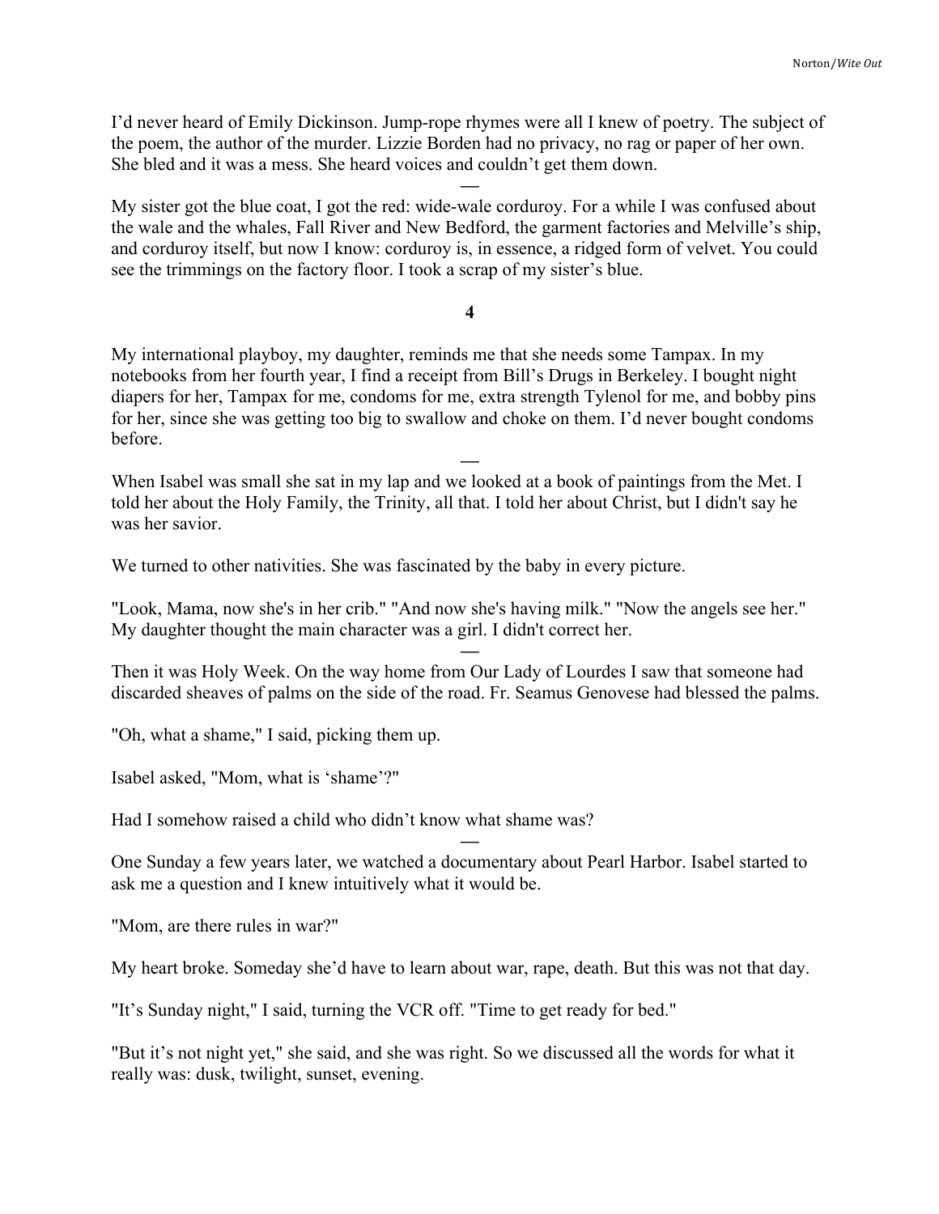I'd never heard of Emily Dickinson. Jump-rope rhymes were all I knew of poetry. The subject of the poem, the author of the murder. Lizzie Borden had no privacy, no rag or paper of her own. She bled and it was a mess. She heard voices and couldn't get them down.

—

My sister got the blue coat, I got the red: wide-wale corduroy. For a while I was confused about the wale and the whales, Fall River and New Bedford, the garment factories and Melville's ship, and corduroy itself, but now I know: corduroy is, in essence, a ridged form of velvet. You could see the trimmings on the factory floor. I took a scrap of my sister's blue.

**4**

My international playboy, my daughter, reminds me that she needs some Tampax. In my notebooks from her fourth year, I find a receipt from Bill's Drugs in Berkeley. I bought night diapers for her, Tampax for me, condoms for me, extra strength Tylenol for me, and bobby pins for her, since she was getting too big to swallow and choke on them. I'd never bought condoms before.

—

When Isabel was small she sat in my lap and we looked at a book of paintings from the Met. I told her about the Holy Family, the Trinity, all that. I told her about Christ, but I didn't say he was her savior.

We turned to other nativities. She was fascinated by the baby in every picture.

"Look, Mama, now she's in her crib." "And now she's having milk." "Now the angels see her." My daughter thought the main character was a girl. I didn't correct her.

—

Then it was Holy Week. On the way home from Our Lady of Lourdes I saw that someone had discarded sheaves of palms on the side of the road. Fr. Seamus Genovese had blessed the palms.

"Oh, what a shame," I said, picking them up.

Isabel asked, "Mom, what is 'shame'?"

Had I somehow raised a child who didn't know what shame was?

—

One Sunday a few years later, we watched a documentary about Pearl Harbor. Isabel started to ask me a question and I knew intuitively what it would be.

"Mom, are there rules in war?"

My heart broke. Someday she'd have to learn about war, rape, death. But this was not that day.

"It's Sunday night," I said, turning the VCR off. "Time to get ready for bed."

"But it's not night yet," she said, and she was right. So we discussed all the words for what it really was: dusk, twilight, sunset, evening.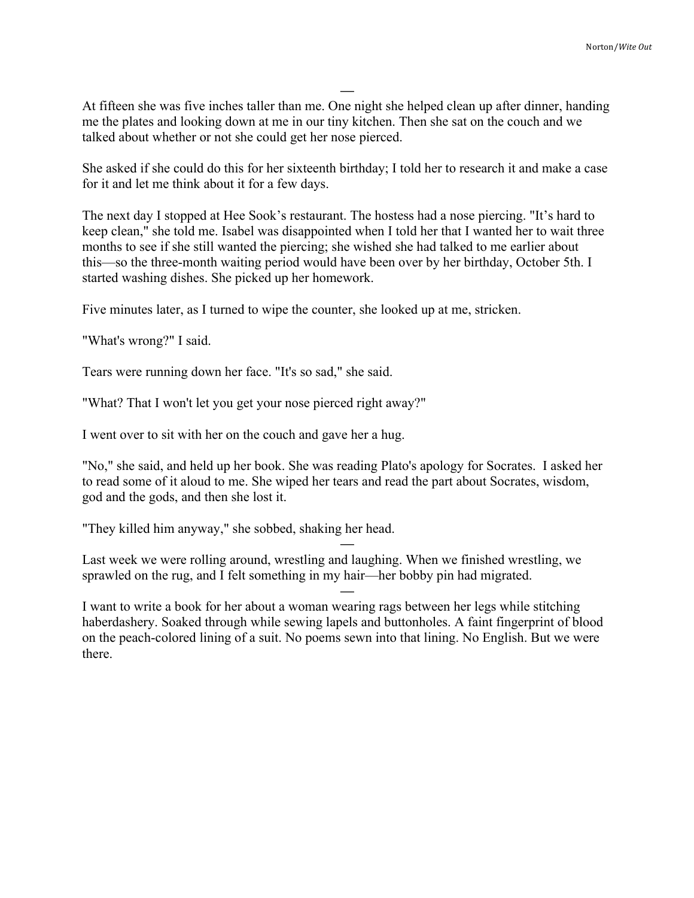—

At fifteen she was five inches taller than me. One night she helped clean up after dinner, handing me the plates and looking down at me in our tiny kitchen. Then she sat on the couch and we talked about whether or not she could get her nose pierced.

She asked if she could do this for her sixteenth birthday; I told her to research it and make a case for it and let me think about it for a few days.

The next day I stopped at Hee Sook's restaurant. The hostess had a nose piercing. "It's hard to keep clean," she told me. Isabel was disappointed when I told her that I wanted her to wait three months to see if she still wanted the piercing; she wished she had talked to me earlier about this—so the three-month waiting period would have been over by her birthday, October 5th. I started washing dishes. She picked up her homework.

Five minutes later, as I turned to wipe the counter, she looked up at me, stricken.

"What's wrong?" I said.

Tears were running down her face. "It's so sad," she said.

"What? That I won't let you get your nose pierced right away?"

I went over to sit with her on the couch and gave her a hug.

"No," she said, and held up her book. She was reading Plato's apology for Socrates. I asked her to read some of it aloud to me. She wiped her tears and read the part about Socrates, wisdom, god and the gods, and then she lost it.

"They killed him anyway," she sobbed, shaking her head.

—

Last week we were rolling around, wrestling and laughing. When we finished wrestling, we sprawled on the rug, and I felt something in my hair—her bobby pin had migrated.

—

I want to write a book for her about a woman wearing rags between her legs while stitching haberdashery. Soaked through while sewing lapels and buttonholes. A faint fingerprint of blood on the peach-colored lining of a suit. No poems sewn into that lining. No English. But we were there.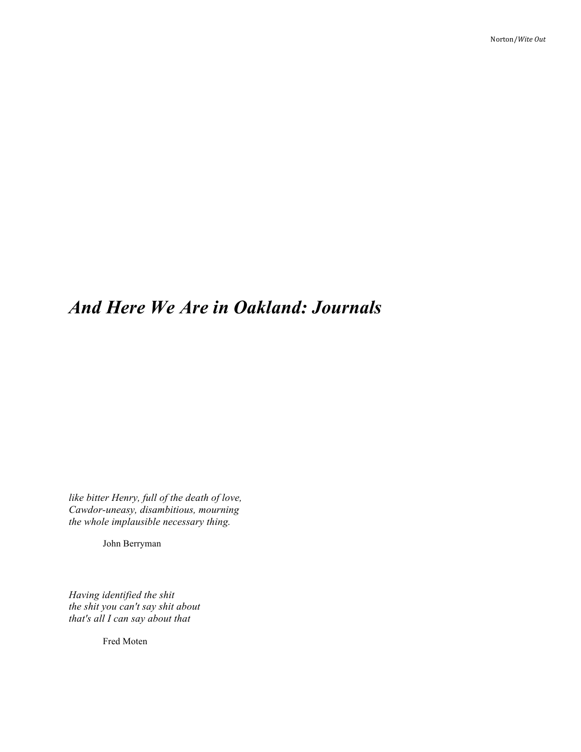# *And Here We Are in Oakland: Journals*

*like bitter Henry, full of the death of love,*
*Cawdor-uneasy, disambitious, mourning*
*the whole implausible necessary thing.*

John Berryman

*Having identified the shit*
*the shit you can't say shit about*
*that's all I can say about that*

Fred Moten